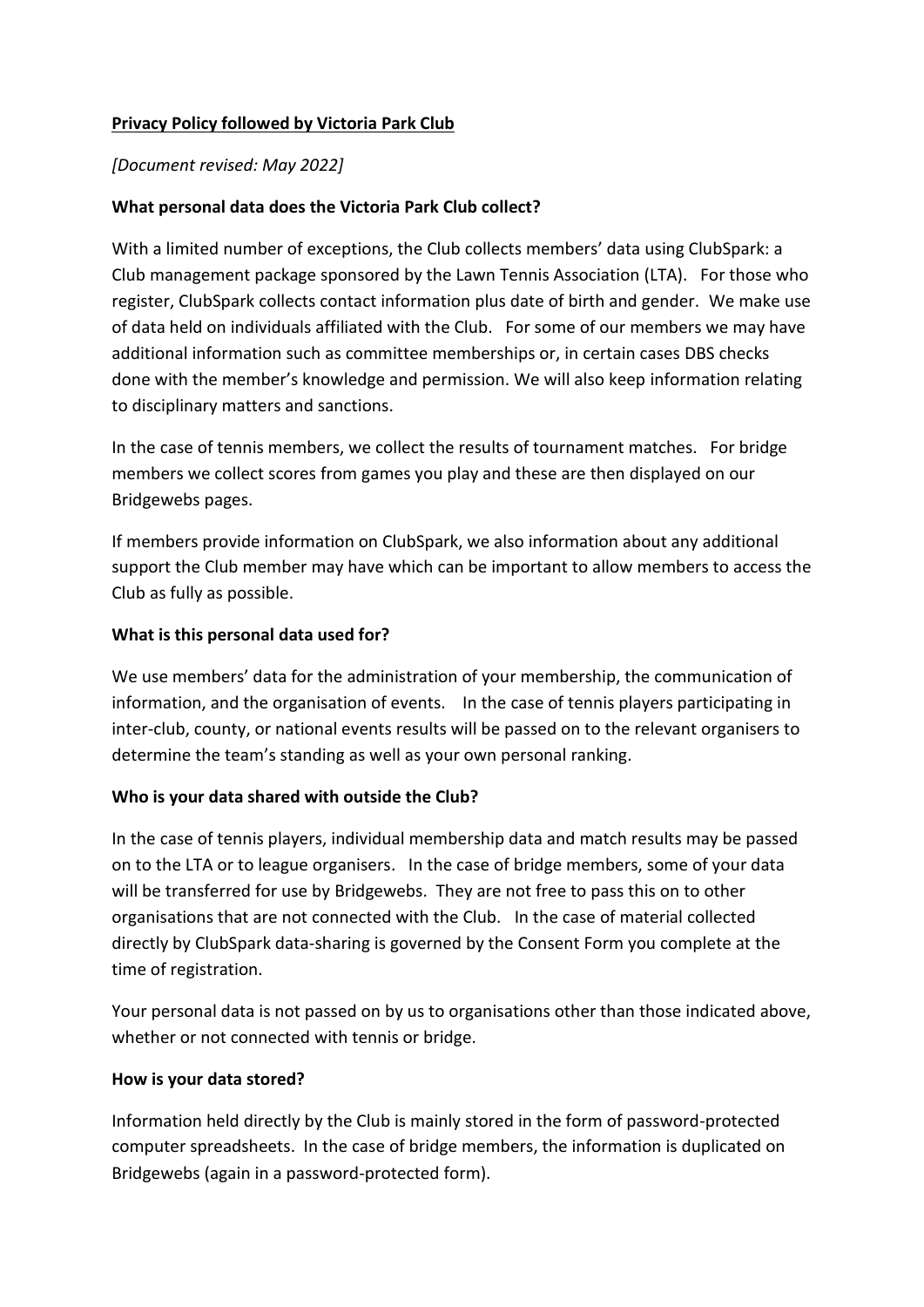**Privacy Policy followed by Victoria Park Club**

*[Document revised: May 2022]*

**What personal data does the Victoria Park Club collect?**

With a limited number of exceptions, the Club collects members' data using ClubSpark: a Club management package sponsored by the Lawn Tennis Association (LTA). For those who register, ClubSpark collects contact information plus date of birth and gender. We make use of data held on individuals affiliated with the Club. For some of our members we may have additional information such as committee memberships or, in certain cases DBS checks done with the member's knowledge and permission. We will also keep information relating to disciplinary matters and sanctions.

In the case of tennis members, we collect the results of tournament matches. For bridge members we collect scores from games you play and these are then displayed on our Bridgewebs pages.

If members provide information on ClubSpark, we also information about any additional support the Club member may have which can be important to allow members to access the Club as fully as possible.

**What is this personal data used for?**

We use members' data for the administration of your membership, the communication of information, and the organisation of events. In the case of tennis players participating in inter-club, county, or national events results will be passed on to the relevant organisers to determine the team's standing as well as your own personal ranking.

**Who is your data shared with outside the Club?**

In the case of tennis players, individual membership data and match results may be passed on to the LTA or to league organisers. In the case of bridge members, some of your data will be transferred for use by Bridgewebs. They are not free to pass this on to other organisations that are not connected with the Club. In the case of material collected directly by ClubSpark data-sharing is governed by the Consent Form you complete at the time of registration.

Your personal data is not passed on by us to organisations other than those indicated above, whether or not connected with tennis or bridge.

**How is your data stored?**

Information held directly by the Club is mainly stored in the form of password-protected computer spreadsheets. In the case of bridge members, the information is duplicated on Bridgewebs (again in a password-protected form).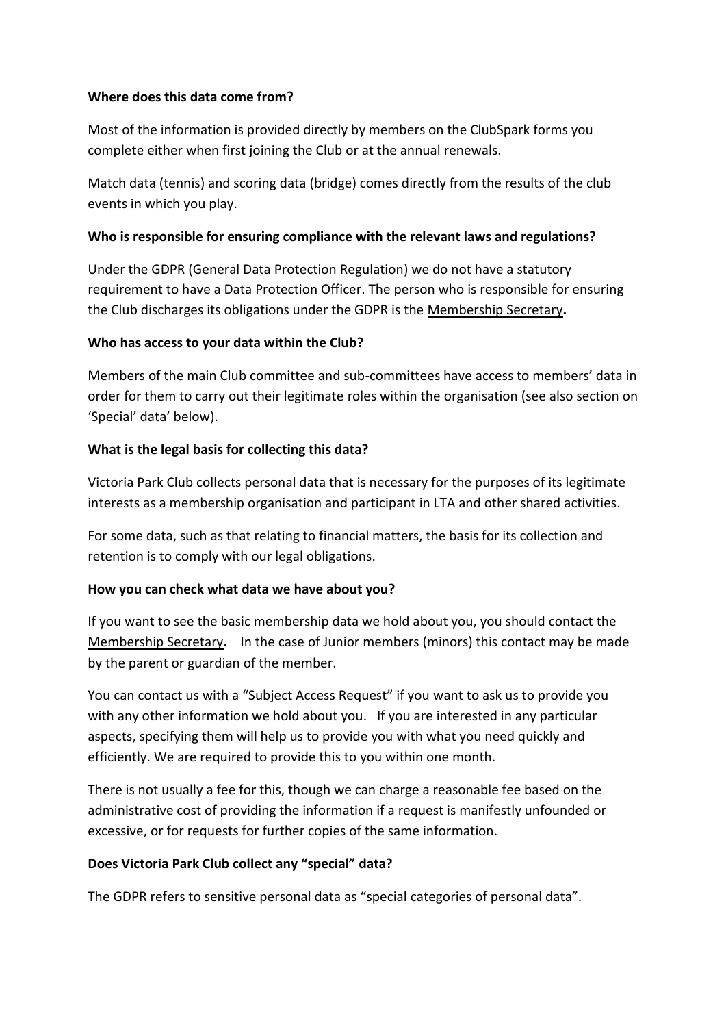**Where does this data come from?**

Most of the information is provided directly by members on the ClubSpark forms you complete either when first joining the Club or at the annual renewals.

Match data (tennis) and scoring data (bridge) comes directly from the results of the club events in which you play.

**Who is responsible for ensuring compliance with the relevant laws and regulations?**

Under the GDPR (General Data Protection Regulation) we do not have a statutory requirement to have a Data Protection Officer. The person who is responsible for ensuring the Club discharges its obligations under the GDPR is the Membership Secretary**.**

**Who has access to your data within the Club?**

Members of the main Club committee and sub-committees have access to members' data in order for them to carry out their legitimate roles within the organisation (see also section on 'Special' data' below).

**What is the legal basis for collecting this data?**

Victoria Park Club collects personal data that is necessary for the purposes of its legitimate interests as a membership organisation and participant in LTA and other shared activities.

For some data, such as that relating to financial matters, the basis for its collection and retention is to comply with our legal obligations.

**How you can check what data we have about you?**

If you want to see the basic membership data we hold about you, you should contact the Membership Secretary**.** In the case of Junior members (minors) this contact may be made by the parent or guardian of the member.

You can contact us with a "Subject Access Request" if you want to ask us to provide you with any other information we hold about you. If you are interested in any particular aspects, specifying them will help us to provide you with what you need quickly and efficiently. We are required to provide this to you within one month.

There is not usually a fee for this, though we can charge a reasonable fee based on the administrative cost of providing the information if a request is manifestly unfounded or excessive, or for requests for further copies of the same information.

**Does Victoria Park Club collect any "special" data?**

The GDPR refers to sensitive personal data as "special categories of personal data".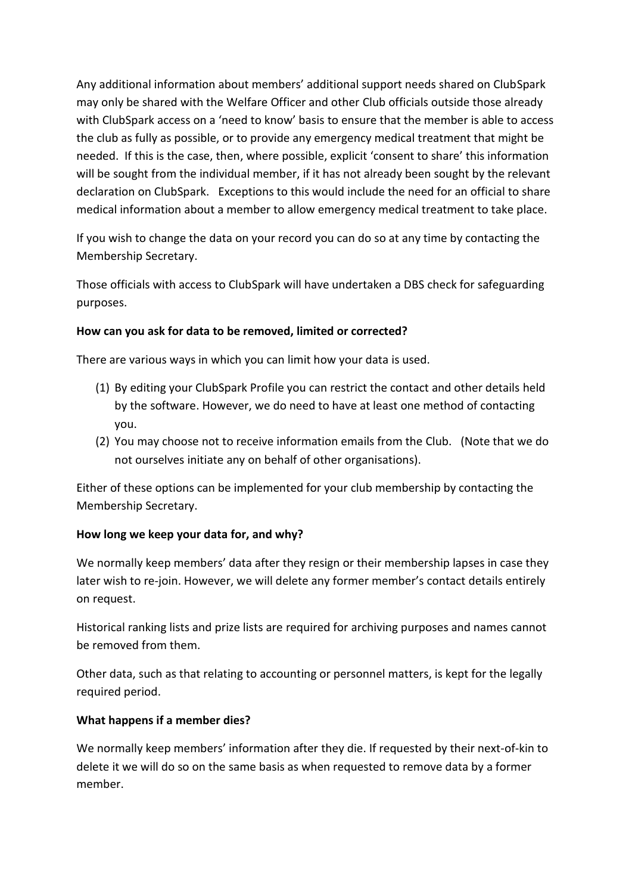Any additional information about members' additional support needs shared on ClubSpark may only be shared with the Welfare Officer and other Club officials outside those already with ClubSpark access on a 'need to know' basis to ensure that the member is able to access the club as fully as possible, or to provide any emergency medical treatment that might be needed. If this is the case, then, where possible, explicit 'consent to share' this information will be sought from the individual member, if it has not already been sought by the relevant declaration on ClubSpark. Exceptions to this would include the need for an official to share medical information about a member to allow emergency medical treatment to take place.

If you wish to change the data on your record you can do so at any time by contacting the Membership Secretary.

Those officials with access to ClubSpark will have undertaken a DBS check for safeguarding purposes.

**How can you ask for data to be removed, limited or corrected?**

There are various ways in which you can limit how your data is used.

(1) By editing your ClubSpark Profile you can restrict the contact and other details held by the software. However, we do need to have at least one method of contacting you.

(2) You may choose not to receive information emails from the Club. (Note that we do not ourselves initiate any on behalf of other organisations).

Either of these options can be implemented for your club membership by contacting the Membership Secretary.

**How long we keep your data for, and why?**

We normally keep members' data after they resign or their membership lapses in case they later wish to re-join. However, we will delete any former member's contact details entirely on request.

Historical ranking lists and prize lists are required for archiving purposes and names cannot be removed from them.

Other data, such as that relating to accounting or personnel matters, is kept for the legally required period.

**What happens if a member dies?**

We normally keep members' information after they die. If requested by their next-of-kin to delete it we will do so on the same basis as when requested to remove data by a former member.